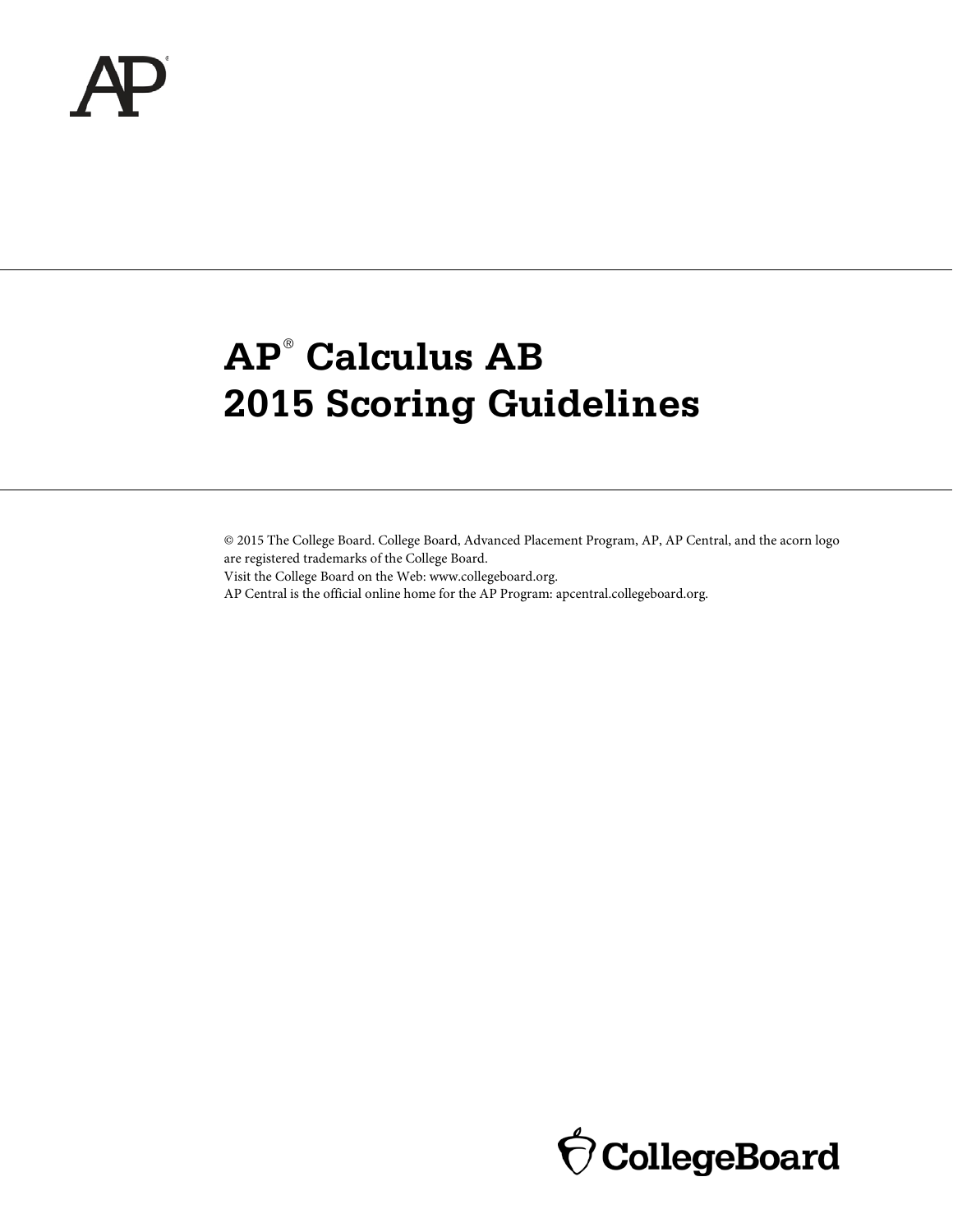# AP® Calculus AB 2015 Scoring Guidelines

© 2015 The College Board. College Board, Advanced Placement Program, AP, AP Central, and the acorn logo are registered trademarks of the College Board.
Visit the College Board on the Web: www.collegeboard.org.
AP Central is the official online home for the AP Program: apcentral.collegeboard.org.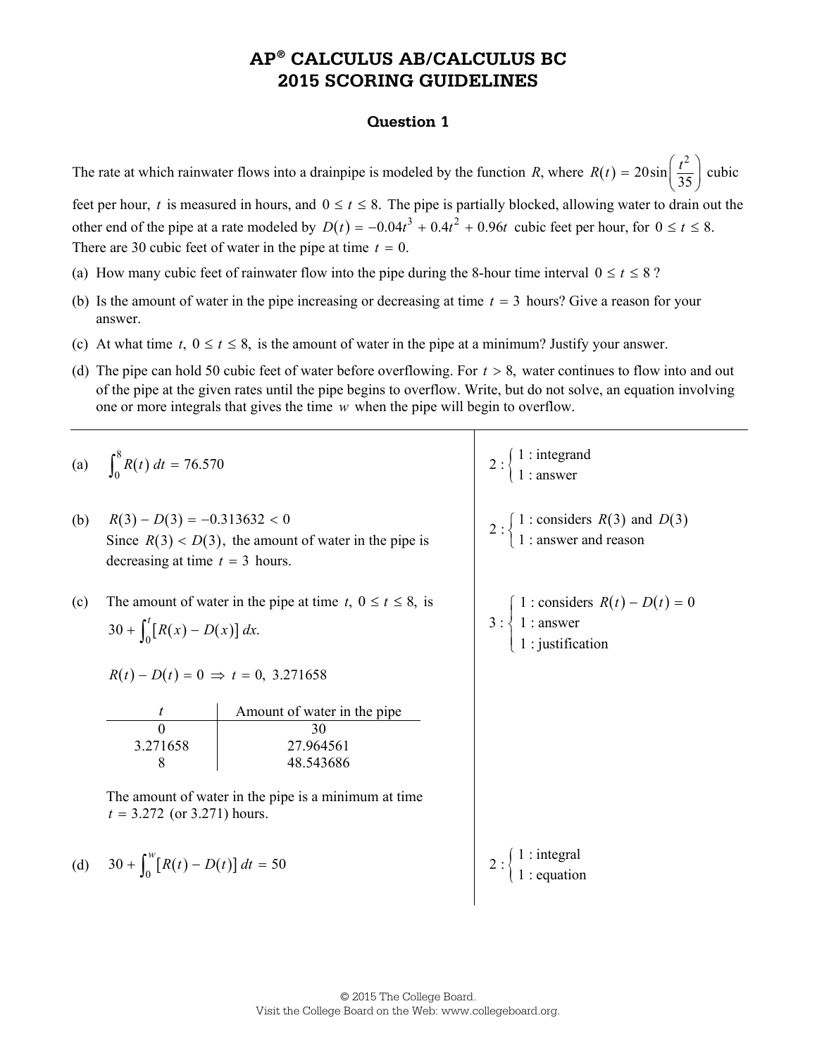# AP® CALCULUS AB/CALCULUS BC 2015 SCORING GUIDELINES

## Question 1

The rate at which rainwater flows into a drainpipe is modeled by the function $R$, where $R(t) = 20\sin\left(\frac{t^2}{35}\right)$ cubic feet per hour, $t$ is measured in hours, and $0 \le t \le 8$. The pipe is partially blocked, allowing water to drain out the other end of the pipe at a rate modeled by $D(t) = -0.04t^3 + 0.4t^2 + 0.96t$ cubic feet per hour, for $0 \le t \le 8$. There are 30 cubic feet of water in the pipe at time $t = 0$.

(a) How many cubic feet of rainwater flow into the pipe during the 8-hour time interval $0 \le t \le 8$?

(b) Is the amount of water in the pipe increasing or decreasing at time $t = 3$ hours? Give a reason for your answer.

(c) At what time $t$, $0 \le t \le 8$, is the amount of water in the pipe at a minimum? Justify your answer.

(d) The pipe can hold 50 cubic feet of water before overflowing. For $t > 8$, water continues to flow into and out of the pipe at the given rates until the pipe begins to overflow. Write, but do not solve, an equation involving one or more integrals that gives the time $w$ when the pipe will begin to overflow.

---

(a) $\int_0^8 R(t)\,dt = 76.570$

$2: \begin{cases} 1: \text{integrand} \\ 1: \text{answer} \end{cases}$

(b) $R(3) - D(3) = -0.313632 < 0$

Since $R(3) < D(3)$, the amount of water in the pipe is decreasing at time $t = 3$ hours.

$2: \begin{cases} 1: \text{considers } R(3) \text{ and } D(3) \\ 1: \text{answer and reason} \end{cases}$

(c) The amount of water in the pipe at time $t$, $0 \le t \le 8$, is

$30 + \int_0^t [R(x) - D(x)]\,dx.$

$R(t) - D(t) = 0 \Rightarrow t = 0,\ 3.271658$

| $t$ | Amount of water in the pipe |
|---|---|
| 0 | 30 |
| 3.271658 | 27.964561 |
| 8 | 48.543686 |

The amount of water in the pipe is a minimum at time $t = 3.272$ (or 3.271) hours.

$3: \begin{cases} 1: \text{considers } R(t) - D(t) = 0 \\ 1: \text{answer} \\ 1: \text{justification} \end{cases}$

(d) $30 + \int_0^w [R(t) - D(t)]\,dt = 50$

$2: \begin{cases} 1: \text{integral} \\ 1: \text{equation} \end{cases}$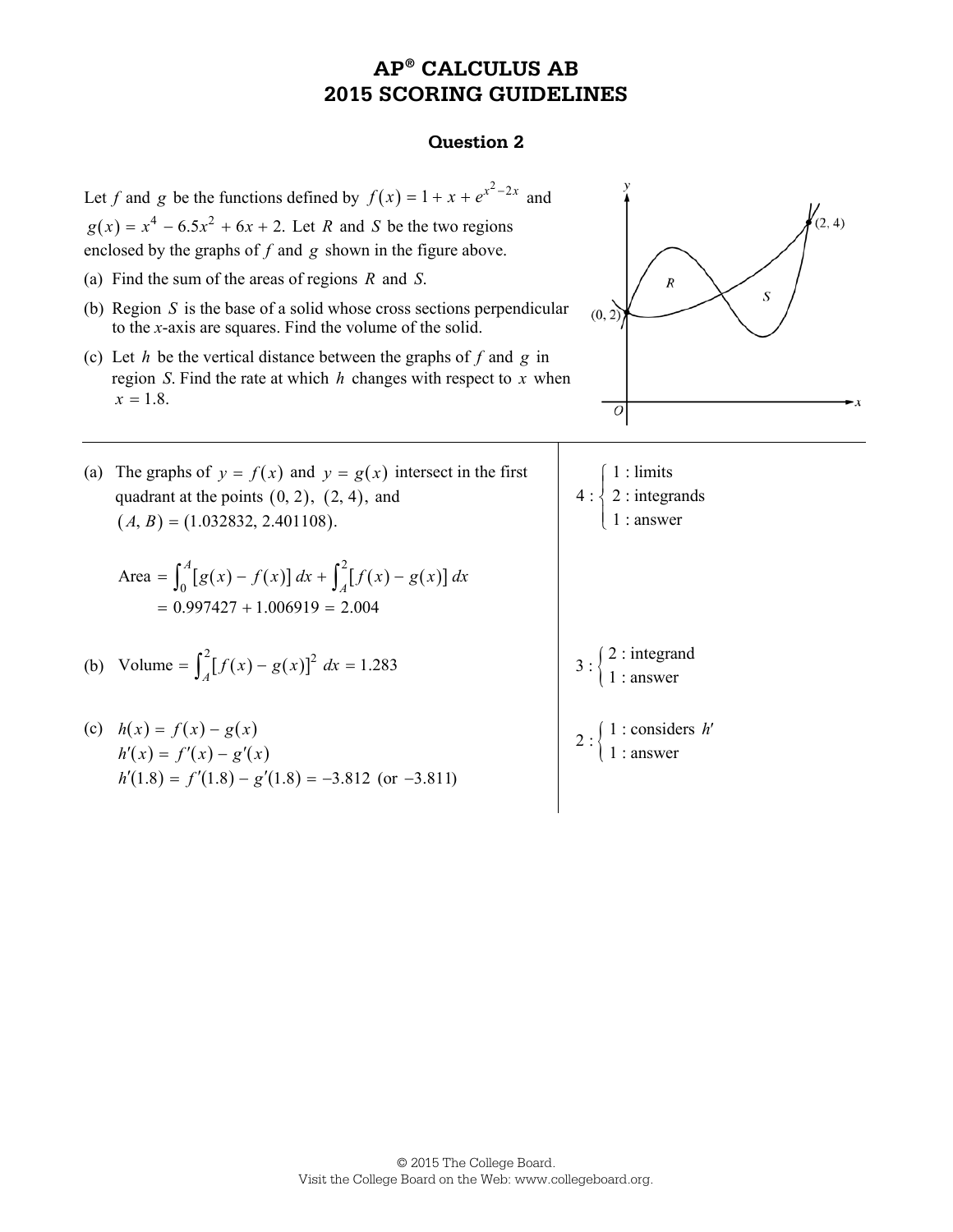# AP® CALCULUS AB
# 2015 SCORING GUIDELINES

### Question 2

Let $f$ and $g$ be the functions defined by $f(x) = 1 + x + e^{x^2 - 2x}$ and $g(x) = x^4 - 6.5x^2 + 6x + 2$. Let $R$ and $S$ be the two regions enclosed by the graphs of $f$ and $g$ shown in the figure above.

(a) Find the sum of the areas of regions $R$ and $S$.

(b) Region $S$ is the base of a solid whose cross sections perpendicular to the $x$-axis are squares. Find the volume of the solid.

(c) Let $h$ be the vertical distance between the graphs of $f$ and $g$ in region $S$. Find the rate at which $h$ changes with respect to $x$ when $x = 1.8$.

---

(a) The graphs of $y = f(x)$ and $y = g(x)$ intersect in the first quadrant at the points $(0, 2)$, $(2, 4)$, and $(A, B) = (1.032832, 2.401108)$.

$$\text{Area} = \int_0^A \left[g(x) - f(x)\right] dx + \int_A^2 \left[f(x) - g(x)\right] dx$$
$$= 0.997427 + 1.006919 = 2.004$$

$4: \begin{cases} 1: \text{limits} \\ 2: \text{integrands} \\ 1: \text{answer} \end{cases}$

(b) $\text{Volume} = \int_A^2 \left[f(x) - g(x)\right]^2 dx = 1.283$

$3: \begin{cases} 2: \text{integrand} \\ 1: \text{answer} \end{cases}$

(c) $h(x) = f(x) - g(x)$
$h'(x) = f'(x) - g'(x)$
$h'(1.8) = f'(1.8) - g'(1.8) = -3.812$ (or $-3.811$)

$2: \begin{cases} 1: \text{considers } h' \\ 1: \text{answer} \end{cases}$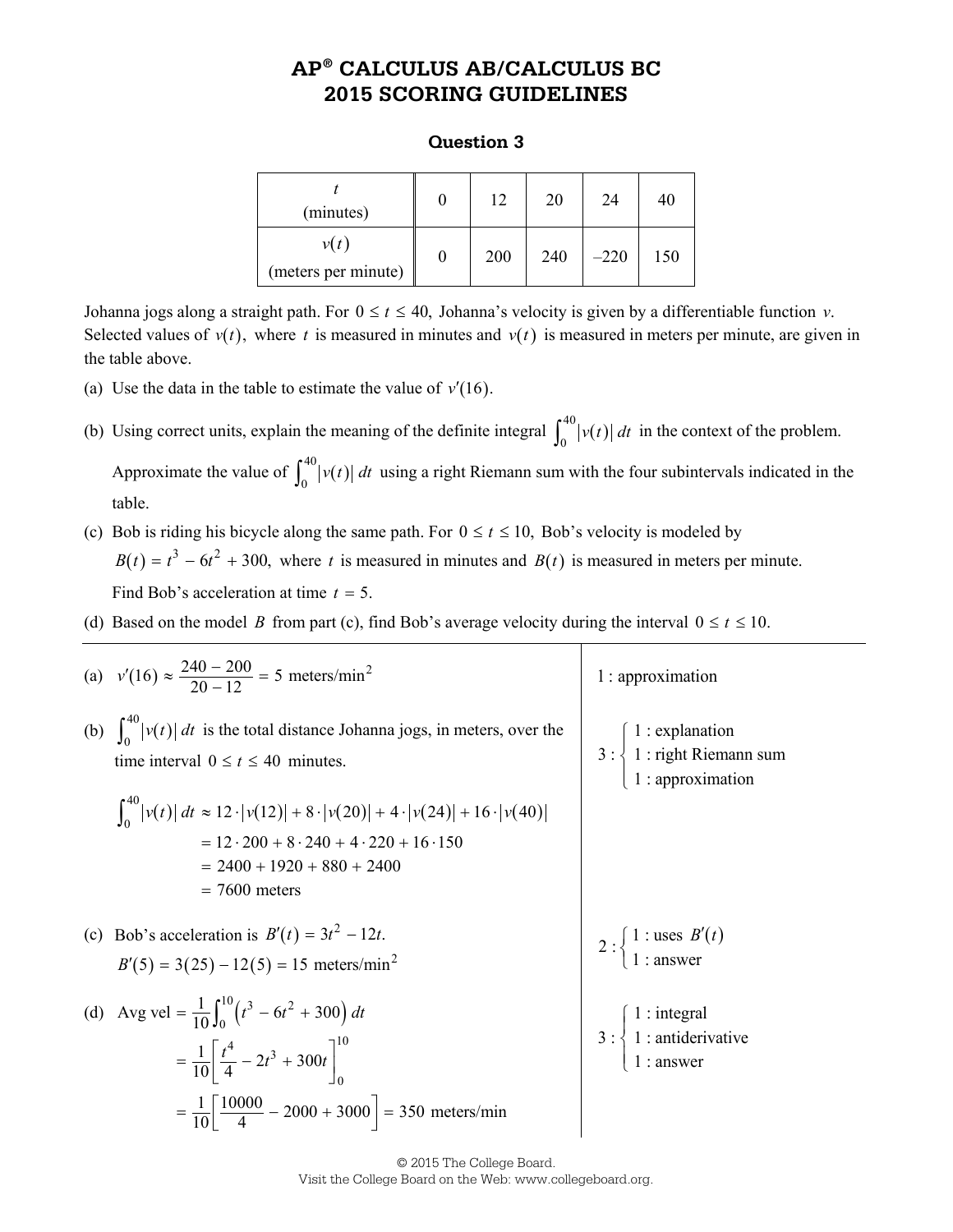# AP® CALCULUS AB/CALCULUS BC 2015 SCORING GUIDELINES

## Question 3

| $t$ (minutes) | 0 | 12 | 20 | 24 | 40 |
|---|---|---|---|---|---|
| $v(t)$ (meters per minute) | 0 | 200 | 240 | –220 | 150 |

Johanna jogs along a straight path. For $0 \le t \le 40$, Johanna's velocity is given by a differentiable function $v$. Selected values of $v(t)$, where $t$ is measured in minutes and $v(t)$ is measured in meters per minute, are given in the table above.

(a) Use the data in the table to estimate the value of $v'(16)$.

(b) Using correct units, explain the meaning of the definite integral $\int_0^{40} |v(t)|\, dt$ in the context of the problem. Approximate the value of $\int_0^{40} |v(t)|\, dt$ using a right Riemann sum with the four subintervals indicated in the table.

(c) Bob is riding his bicycle along the same path. For $0 \le t \le 10$, Bob's velocity is modeled by $B(t) = t^3 - 6t^2 + 300$, where $t$ is measured in minutes and $B(t)$ is measured in meters per minute. Find Bob's acceleration at time $t = 5$.

(d) Based on the model $B$ from part (c), find Bob's average velocity during the interval $0 \le t \le 10$.

---

(a) $v'(16) \approx \dfrac{240 - 200}{20 - 12} = 5$ meters/min$^2$

1 : approximation

(b) $\int_0^{40} |v(t)|\, dt$ is the total distance Johanna jogs, in meters, over the time interval $0 \le t \le 40$ minutes.

$$\begin{aligned}\int_0^{40} |v(t)|\, dt &\approx 12 \cdot |v(12)| + 8 \cdot |v(20)| + 4 \cdot |v(24)| + 16 \cdot |v(40)| \\ &= 12 \cdot 200 + 8 \cdot 240 + 4 \cdot 220 + 16 \cdot 150 \\ &= 2400 + 1920 + 880 + 2400 \\ &= 7600 \text{ meters}\end{aligned}$$

3 : { 1 : explanation; 1 : right Riemann sum; 1 : approximation }

(c) Bob's acceleration is $B'(t) = 3t^2 - 12t$.

$B'(5) = 3(25) - 12(5) = 15$ meters/min$^2$

2 : { 1 : uses $B'(t)$; 1 : answer }

(d)
$$\begin{aligned}\text{Avg vel} &= \frac{1}{10}\int_0^{10} \left(t^3 - 6t^2 + 300\right) dt \\ &= \frac{1}{10}\left[\frac{t^4}{4} - 2t^3 + 300t\right]_0^{10} \\ &= \frac{1}{10}\left[\frac{10000}{4} - 2000 + 3000\right] = 350 \text{ meters/min}\end{aligned}$$

3 : { 1 : integral; 1 : antiderivative; 1 : answer }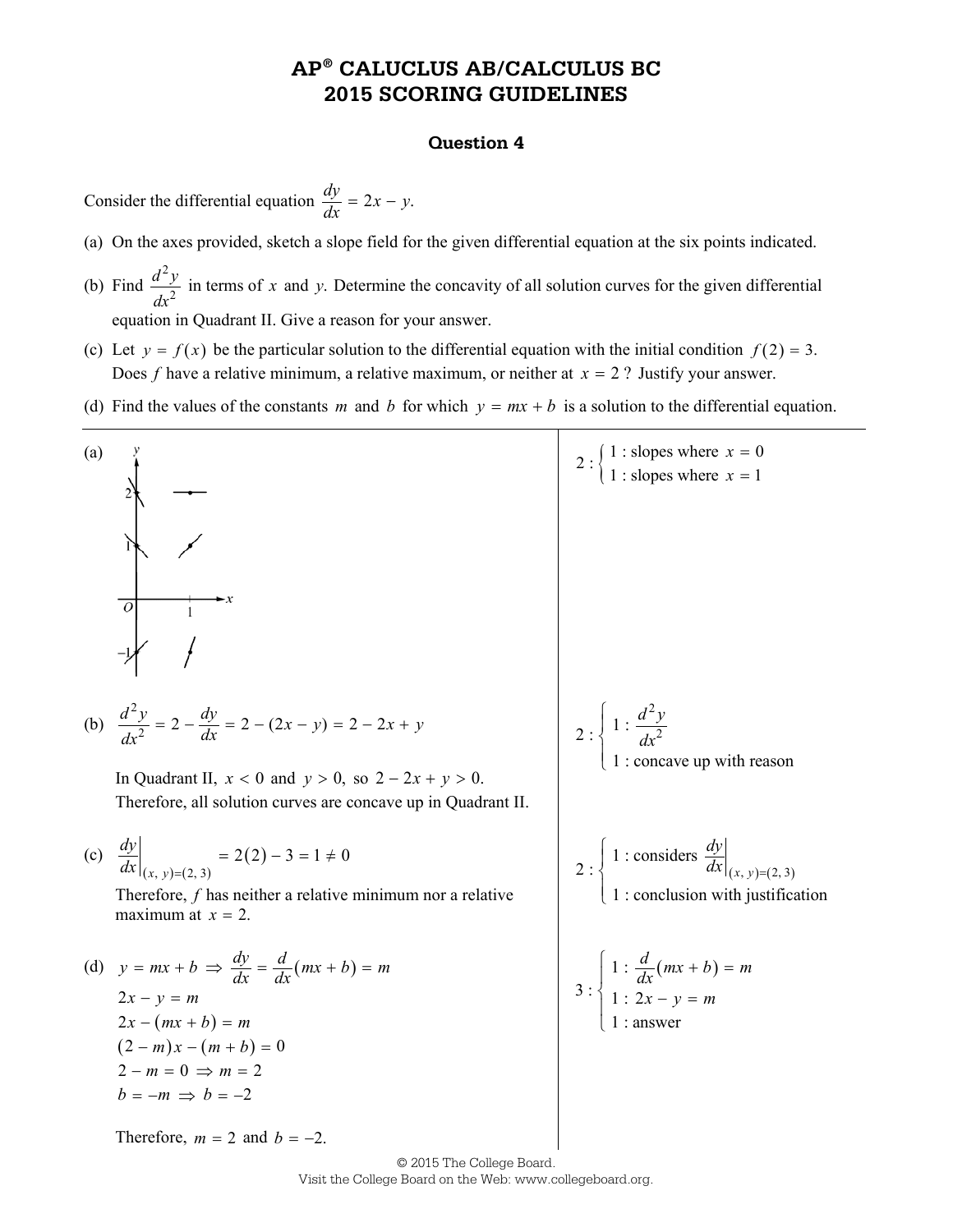# AP® CALUCLUS AB/CALCULUS BC 2015 SCORING GUIDELINES

## Question 4

Consider the differential equation $\frac{dy}{dx} = 2x - y$.

(a) On the axes provided, sketch a slope field for the given differential equation at the six points indicated.

(b) Find $\frac{d^2y}{dx^2}$ in terms of $x$ and $y$. Determine the concavity of all solution curves for the given differential equation in Quadrant II. Give a reason for your answer.

(c) Let $y = f(x)$ be the particular solution to the differential equation with the initial condition $f(2) = 3$. Does $f$ have a relative minimum, a relative maximum, or neither at $x = 2$? Justify your answer.

(d) Find the values of the constants $m$ and $b$ for which $y = mx + b$ is a solution to the differential equation.

---

(a) [Slope field sketch at the points $(0, 2)$, $(1, 2)$, $(0, 1)$, $(1, 1)$, $(0, -1)$, $(1, -1)$]

$2 : \begin{cases} 1 : \text{slopes where } x = 0 \\ 1 : \text{slopes where } x = 1 \end{cases}$

(b) $\frac{d^2y}{dx^2} = 2 - \frac{dy}{dx} = 2 - (2x - y) = 2 - 2x + y$

In Quadrant II, $x < 0$ and $y > 0$, so $2 - 2x + y > 0$. Therefore, all solution curves are concave up in Quadrant II.

$2 : \begin{cases} 1 : \frac{d^2y}{dx^2} \\ 1 : \text{concave up with reason} \end{cases}$

(c) $\left.\frac{dy}{dx}\right|_{(x,\, y)=(2,\, 3)} = 2(2) - 3 = 1 \neq 0$

Therefore, $f$ has neither a relative minimum nor a relative maximum at $x = 2$.

$2 : \begin{cases} 1 : \text{considers } \left.\frac{dy}{dx}\right|_{(x,\, y)=(2,\, 3)} \\ 1 : \text{conclusion with justification} \end{cases}$

(d) $y = mx + b \Rightarrow \frac{dy}{dx} = \frac{d}{dx}(mx + b) = m$

$2x - y = m$

$2x - (mx + b) = m$

$(2 - m)x - (m + b) = 0$

$2 - m = 0 \Rightarrow m = 2$

$b = -m \Rightarrow b = -2$

Therefore, $m = 2$ and $b = -2$.

$3 : \begin{cases} 1 : \frac{d}{dx}(mx + b) = m \\ 1 : 2x - y = m \\ 1 : \text{answer} \end{cases}$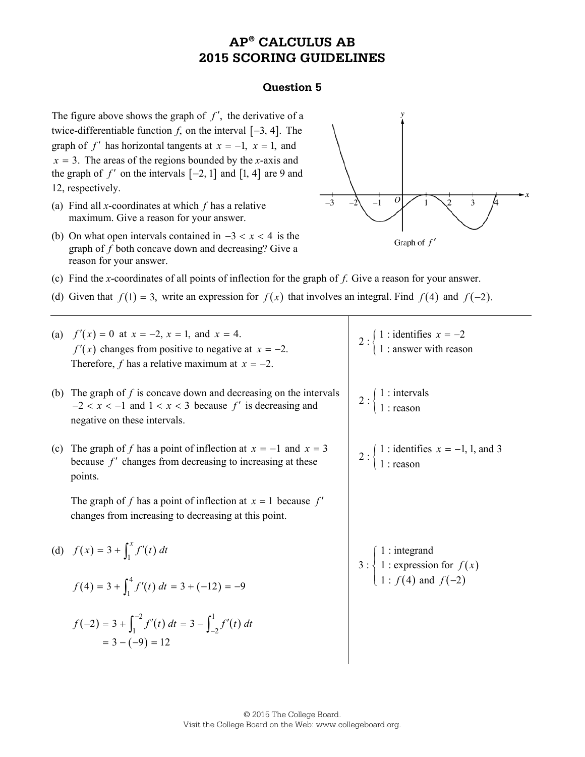# AP® CALCULUS AB
# 2015 SCORING GUIDELINES

## Question 5

The figure above shows the graph of $f'$, the derivative of a twice-differentiable function $f$, on the interval $[-3, 4]$. The graph of $f'$ has horizontal tangents at $x = -1$, $x = 1$, and $x = 3$. The areas of the regions bounded by the $x$-axis and the graph of $f'$ on the intervals $[-2, 1]$ and $[1, 4]$ are 9 and 12, respectively.

Graph of $f'$

(a) Find all $x$-coordinates at which $f$ has a relative maximum. Give a reason for your answer.

(b) On what open intervals contained in $-3 < x < 4$ is the graph of $f$ both concave down and decreasing? Give a reason for your answer.

(c) Find the $x$-coordinates of all points of inflection for the graph of $f$. Give a reason for your answer.

(d) Given that $f(1) = 3$, write an expression for $f(x)$ that involves an integral. Find $f(4)$ and $f(-2)$.

---

| Solution | Scoring |
|---|---|
| (a) $f'(x) = 0$ at $x = -2$, $x = 1$, and $x = 4$. $f'(x)$ changes from positive to negative at $x = -2$. Therefore, $f$ has a relative maximum at $x = -2$. | $2: \begin{cases} 1: \text{identifies } x = -2 \\ 1: \text{answer with reason} \end{cases}$ |
| (b) The graph of $f$ is concave down and decreasing on the intervals $-2 < x < -1$ and $1 < x < 3$ because $f'$ is decreasing and negative on these intervals. | $2: \begin{cases} 1: \text{intervals} \\ 1: \text{reason} \end{cases}$ |
| (c) The graph of $f$ has a point of inflection at $x = -1$ and $x = 3$ because $f'$ changes from decreasing to increasing at these points. The graph of $f$ has a point of inflection at $x = 1$ because $f'$ changes from increasing to decreasing at this point. | $2: \begin{cases} 1: \text{identifies } x = -1, 1, \text{and } 3 \\ 1: \text{reason} \end{cases}$ |
| (d) $f(x) = 3 + \int_1^x f'(t)\,dt$ <br> $f(4) = 3 + \int_1^4 f'(t)\,dt = 3 + (-12) = -9$ <br> $f(-2) = 3 + \int_1^{-2} f'(t)\,dt = 3 - \int_{-2}^1 f'(t)\,dt = 3 - (-9) = 12$ | $3: \begin{cases} 1: \text{integrand} \\ 1: \text{expression for } f(x) \\ 1: f(4) \text{ and } f(-2) \end{cases}$ |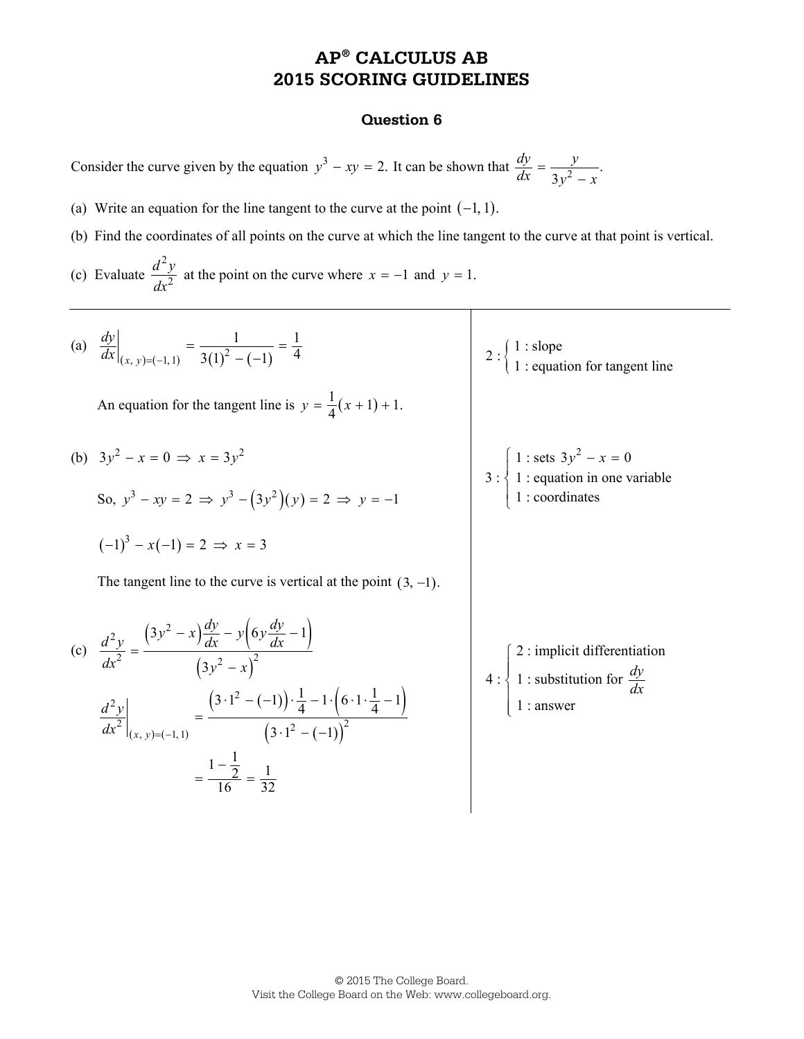# AP® CALCULUS AB
# 2015 SCORING GUIDELINES

### Question 6

Consider the curve given by the equation $y^3 - xy = 2$. It can be shown that $\frac{dy}{dx} = \frac{y}{3y^2 - x}$.

(a) Write an equation for the line tangent to the curve at the point $(-1, 1)$.

(b) Find the coordinates of all points on the curve at which the line tangent to the curve at that point is vertical.

(c) Evaluate $\frac{d^2y}{dx^2}$ at the point on the curve where $x = -1$ and $y = 1$.

---

(a) $\left.\frac{dy}{dx}\right|_{(x,\,y)=(-1,\,1)} = \frac{1}{3(1)^2 - (-1)} = \frac{1}{4}$

An equation for the tangent line is $y = \frac{1}{4}(x+1) + 1$.

$2 : \begin{cases} 1 : \text{slope} \\ 1 : \text{equation for tangent line} \end{cases}$

(b) $3y^2 - x = 0 \Rightarrow x = 3y^2$

So, $y^3 - xy = 2 \Rightarrow y^3 - \left(3y^2\right)(y) = 2 \Rightarrow y = -1$

$(-1)^3 - x(-1) = 2 \Rightarrow x = 3$

The tangent line to the curve is vertical at the point $(3, -1)$.

$3 : \begin{cases} 1 : \text{sets } 3y^2 - x = 0 \\ 1 : \text{equation in one variable} \\ 1 : \text{coordinates} \end{cases}$

(c) $$\frac{d^2y}{dx^2} = \frac{\left(3y^2 - x\right)\frac{dy}{dx} - y\left(6y\frac{dy}{dx} - 1\right)}{\left(3y^2 - x\right)^2}$$

$$\left.\frac{d^2y}{dx^2}\right|_{(x,\,y)=(-1,\,1)} = \frac{\left(3 \cdot 1^2 - (-1)\right) \cdot \frac{1}{4} - 1 \cdot \left(6 \cdot 1 \cdot \frac{1}{4} - 1\right)}{\left(3 \cdot 1^2 - (-1)\right)^2}$$

$$= \frac{1 - \frac{1}{2}}{16} = \frac{1}{32}$$

$4 : \begin{cases} 2 : \text{implicit differentiation} \\ 1 : \text{substitution for } \frac{dy}{dx} \\ 1 : \text{answer} \end{cases}$